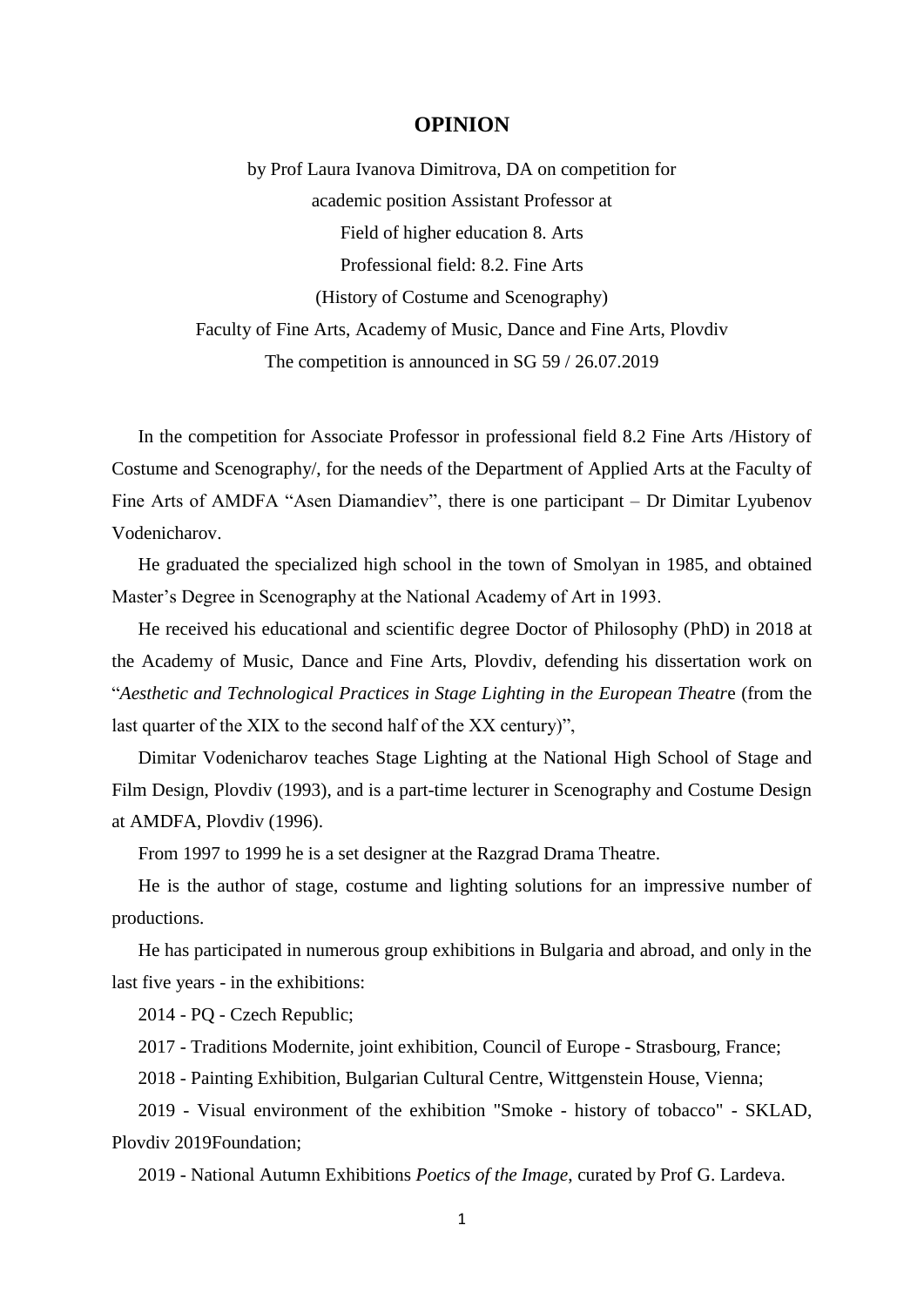# OPINION

by Prof Laura Ivanova Dimitrova, DA on competition for
academic position Assistant Professor at
Field of higher education 8. Arts
Professional field: 8.2. Fine Arts
(History of Costume and Scenography)
Faculty of Fine Arts, Academy of Music, Dance and Fine Arts, Plovdiv
The competition is announced in SG 59 / 26.07.2019

In the competition for Associate Professor in professional field 8.2 Fine Arts /History of Costume and Scenography/, for the needs of the Department of Applied Arts at the Faculty of Fine Arts of AMDFA "Asen Diamandiev", there is one participant – Dr Dimitar Lyubenov Vodenicharov.

He graduated the specialized high school in the town of Smolyan in 1985, and obtained Master's Degree in Scenography at the National Academy of Art in 1993.

He received his educational and scientific degree Doctor of Philosophy (PhD) in 2018 at the Academy of Music, Dance and Fine Arts, Plovdiv, defending his dissertation work on "*Aesthetic and Technological Practices in Stage Lighting in the European Theatr*e (from the last quarter of the XIX to the second half of the XX century)",

Dimitar Vodenicharov teaches Stage Lighting at the National High School of Stage and Film Design, Plovdiv (1993), and is a part-time lecturer in Scenography and Costume Design at AMDFA, Plovdiv (1996).

From 1997 to 1999 he is a set designer at the Razgrad Drama Theatre.

He is the author of stage, costume and lighting solutions for an impressive number of productions.

He has participated in numerous group exhibitions in Bulgaria and abroad, and only in the last five years - in the exhibitions:

2014 - PQ - Czech Republic;

2017 - Traditions Modernite, joint exhibition, Council of Europe - Strasbourg, France;

2018 - Painting Exhibition, Bulgarian Cultural Centre, Wittgenstein House, Vienna;

2019 - Visual environment of the exhibition "Smoke - history of tobacco" - SKLAD, Plovdiv 2019Foundation;

2019 - National Autumn Exhibitions *Poetics of the Image*, curated by Prof G. Lardeva.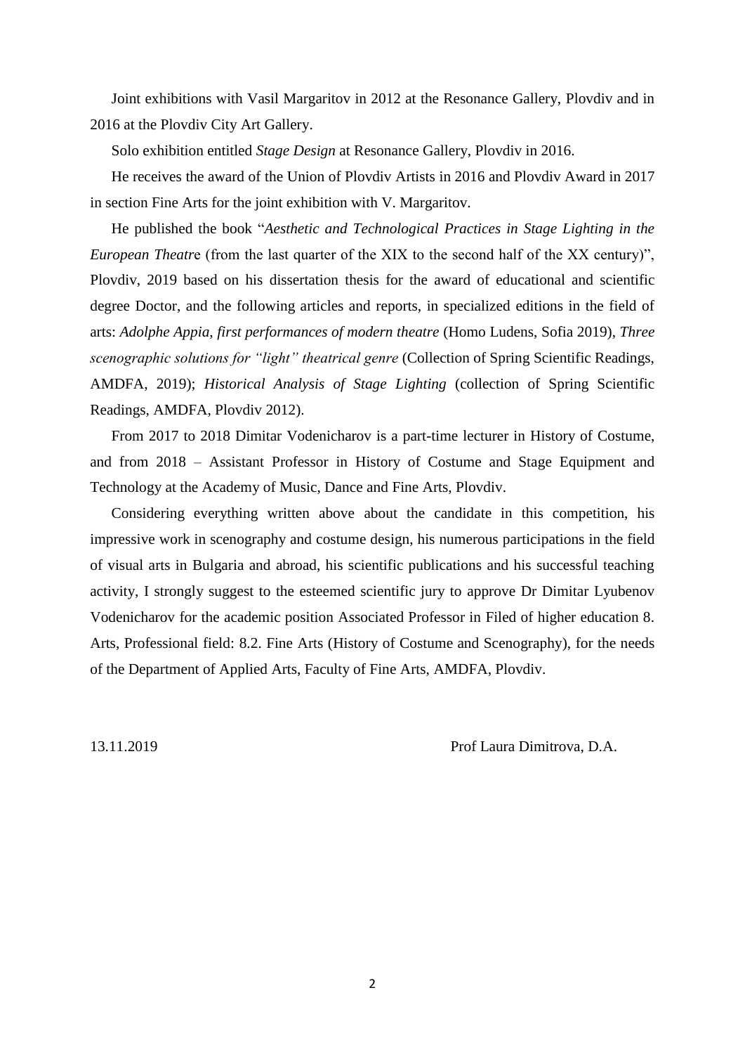Joint exhibitions with Vasil Margaritov in 2012 at the Resonance Gallery, Plovdiv and in 2016 at the Plovdiv City Art Gallery.

Solo exhibition entitled *Stage Design* at Resonance Gallery, Plovdiv in 2016.

He receives the award of the Union of Plovdiv Artists in 2016 and Plovdiv Award in 2017 in section Fine Arts for the joint exhibition with V. Margaritov.

He published the book "*Aesthetic and Technological Practices in Stage Lighting in the European Theatr*e (from the last quarter of the XIX to the second half of the XX century)", Plovdiv, 2019 based on his dissertation thesis for the award of educational and scientific degree Doctor, and the following articles and reports, in specialized editions in the field of arts: *Adolphe Appia, first performances of modern theatre* (Homo Ludens, Sofia 2019), *Three scenographic solutions for "light" theatrical genre* (Collection of Spring Scientific Readings, AMDFA, 2019); *Historical Analysis of Stage Lighting* (collection of Spring Scientific Readings, AMDFA, Plovdiv 2012).

From 2017 to 2018 Dimitar Vodenicharov is a part-time lecturer in History of Costume, and from 2018 – Assistant Professor in History of Costume and Stage Equipment and Technology at the Academy of Music, Dance and Fine Arts, Plovdiv.

Considering everything written above about the candidate in this competition, his impressive work in scenography and costume design, his numerous participations in the field of visual arts in Bulgaria and abroad, his scientific publications and his successful teaching activity, I strongly suggest to the esteemed scientific jury to approve Dr Dimitar Lyubenov Vodenicharov for the academic position Associated Professor in Filed of higher education 8. Arts, Professional field: 8.2. Fine Arts (History of Costume and Scenography), for the needs of the Department of Applied Arts, Faculty of Fine Arts, AMDFA, Plovdiv.

13.11.2019 Prof Laura Dimitrova, D.A.